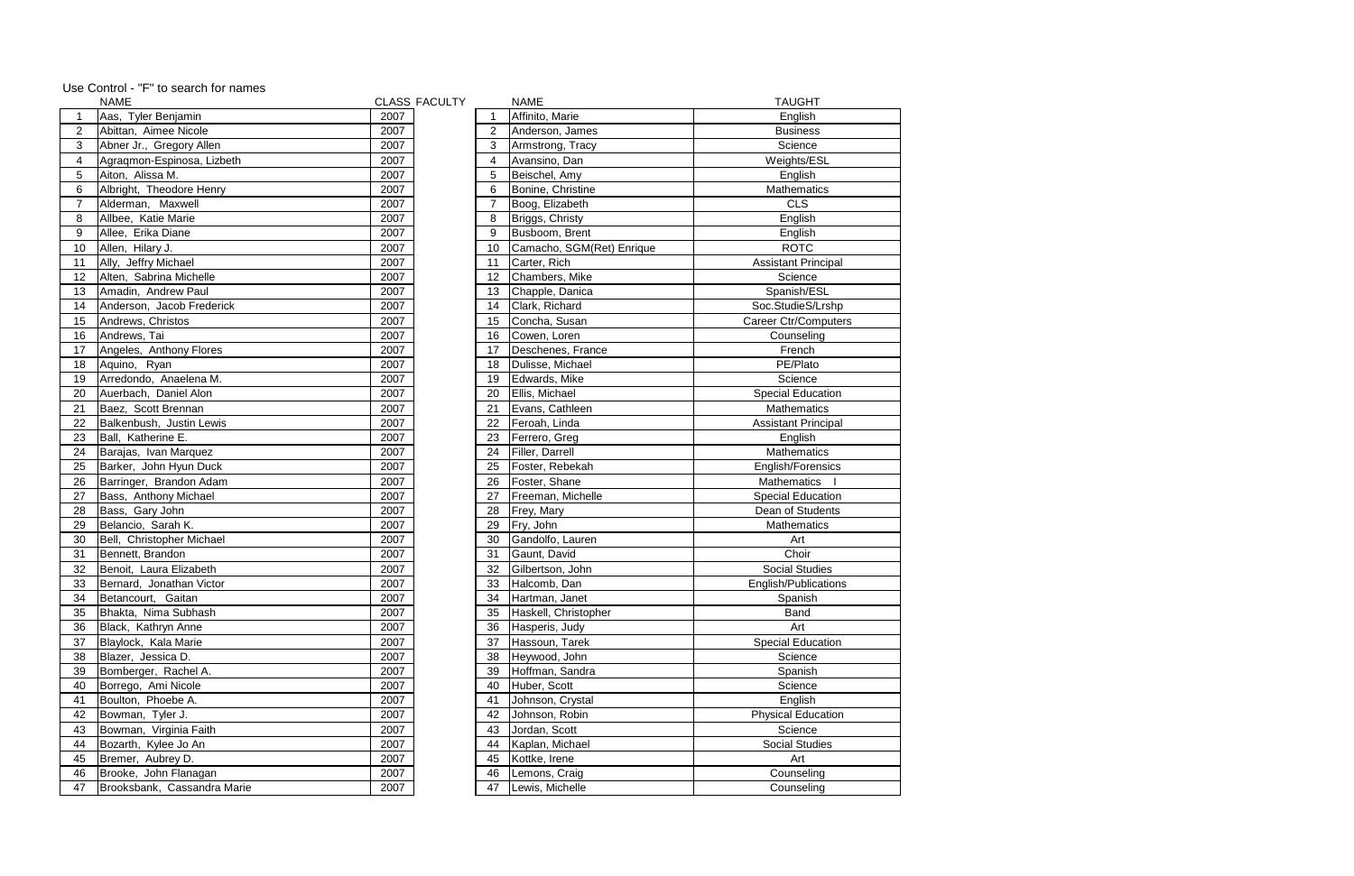Use Control - "F" to search for names

| | NAME | CLASS |
|---|---|---|
| 1 | Aas, Tyler Benjamin | 2007 |
| 2 | Abittan, Aimee Nicole | 2007 |
| 3 | Abner Jr., Gregory Allen | 2007 |
| 4 | Agraqmon-Espinosa, Lizbeth | 2007 |
| 5 | Aiton, Alissa M. | 2007 |
| 6 | Albright, Theodore Henry | 2007 |
| 7 | Alderman, Maxwell | 2007 |
| 8 | Allbee, Katie Marie | 2007 |
| 9 | Allee, Erika Diane | 2007 |
| 10 | Allen, Hilary J. | 2007 |
| 11 | Ally, Jeffry Michael | 2007 |
| 12 | Alten, Sabrina Michelle | 2007 |
| 13 | Amadin, Andrew Paul | 2007 |
| 14 | Anderson, Jacob Frederick | 2007 |
| 15 | Andrews, Christos | 2007 |
| 16 | Andrews, Tai | 2007 |
| 17 | Angeles, Anthony Flores | 2007 |
| 18 | Aquino, Ryan | 2007 |
| 19 | Arredondo, Anaelena M. | 2007 |
| 20 | Auerbach, Daniel Alon | 2007 |
| 21 | Baez, Scott Brennan | 2007 |
| 22 | Balkenbush, Justin Lewis | 2007 |
| 23 | Ball, Katherine E. | 2007 |
| 24 | Barajas, Ivan Marquez | 2007 |
| 25 | Barker, John Hyun Duck | 2007 |
| 26 | Barringer, Brandon Adam | 2007 |
| 27 | Bass, Anthony Michael | 2007 |
| 28 | Bass, Gary John | 2007 |
| 29 | Belancio, Sarah K. | 2007 |
| 30 | Bell, Christopher Michael | 2007 |
| 31 | Bennett, Brandon | 2007 |
| 32 | Benoit, Laura Elizabeth | 2007 |
| 33 | Bernard, Jonathan Victor | 2007 |
| 34 | Betancourt, Gaitan | 2007 |
| 35 | Bhakta, Nima Subhash | 2007 |
| 36 | Black, Kathryn Anne | 2007 |
| 37 | Blaylock, Kala Marie | 2007 |
| 38 | Blazer, Jessica D. | 2007 |
| 39 | Bomberger, Rachel A. | 2007 |
| 40 | Borrego, Ami Nicole | 2007 |
| 41 | Boulton, Phoebe A. | 2007 |
| 42 | Bowman, Tyler J. | 2007 |
| 43 | Bowman, Virginia Faith | 2007 |
| 44 | Bozarth, Kylee Jo An | 2007 |
| 45 | Bremer, Aubrey D. | 2007 |
| 46 | Brooke, John Flanagan | 2007 |
| 47 | Brooksbank, Cassandra Marie | 2007 |

FACULTY

| | NAME | TAUGHT |
|---|---|---|
| 1 | Affinito, Marie | English |
| 2 | Anderson, James | Business |
| 3 | Armstrong, Tracy | Science |
| 4 | Avansino, Dan | Weights/ESL |
| 5 | Beischel, Amy | English |
| 6 | Bonine, Christine | Mathematics |
| 7 | Boog, Elizabeth | CLS |
| 8 | Briggs, Christy | English |
| 9 | Busboom, Brent | English |
| 10 | Camacho, SGM(Ret) Enrique | ROTC |
| 11 | Carter, Rich | Assistant Principal |
| 12 | Chambers, Mike | Science |
| 13 | Chapple, Danica | Spanish/ESL |
| 14 | Clark, Richard | Soc.StudieS/Lrshp |
| 15 | Concha, Susan | Career Ctr/Computers |
| 16 | Cowen, Loren | Counseling |
| 17 | Deschenes, France | French |
| 18 | Dulisse, Michael | PE/Plato |
| 19 | Edwards, Mike | Science |
| 20 | Ellis, Michael | Special Education |
| 21 | Evans, Cathleen | Mathematics |
| 22 | Feroah, Linda | Assistant Principal |
| 23 | Ferrero, Greg | English |
| 24 | Filler, Darrell | Mathematics |
| 25 | Foster, Rebekah | English/Forensics |
| 26 | Foster, Shane | Mathematics I |
| 27 | Freeman, Michelle | Special Education |
| 28 | Frey, Mary | Dean of Students |
| 29 | Fry, John | Mathematics |
| 30 | Gandolfo, Lauren | Art |
| 31 | Gaunt, David | Choir |
| 32 | Gilbertson, John | Social Studies |
| 33 | Halcomb, Dan | English/Publications |
| 34 | Hartman, Janet | Spanish |
| 35 | Haskell, Christopher | Band |
| 36 | Hasperis, Judy | Art |
| 37 | Hassoun, Tarek | Special Education |
| 38 | Heywood, John | Science |
| 39 | Hoffman, Sandra | Spanish |
| 40 | Huber, Scott | Science |
| 41 | Johnson, Crystal | English |
| 42 | Johnson, Robin | Physical Education |
| 43 | Jordan, Scott | Science |
| 44 | Kaplan, Michael | Social Studies |
| 45 | Kottke, Irene | Art |
| 46 | Lemons, Craig | Counseling |
| 47 | Lewis, Michelle | Counseling |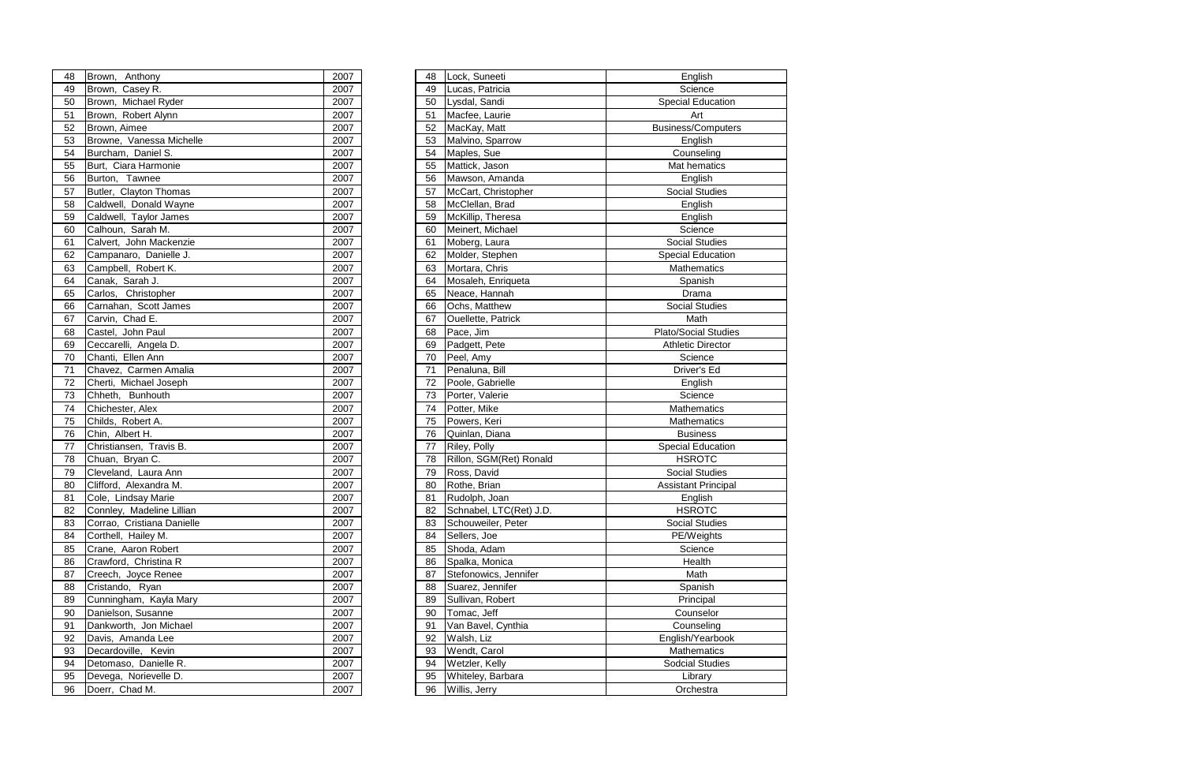| 48 | Brown, Anthony | 2007 |
|---|---|---|
| 49 | Brown, Casey R. | 2007 |
| 50 | Brown, Michael Ryder | 2007 |
| 51 | Brown, Robert Alynn | 2007 |
| 52 | Brown, Aimee | 2007 |
| 53 | Browne, Vanessa Michelle | 2007 |
| 54 | Burcham, Daniel S. | 2007 |
| 55 | Burt, Ciara Harmonie | 2007 |
| 56 | Burton, Tawnee | 2007 |
| 57 | Butler, Clayton Thomas | 2007 |
| 58 | Caldwell, Donald Wayne | 2007 |
| 59 | Caldwell, Taylor James | 2007 |
| 60 | Calhoun, Sarah M. | 2007 |
| 61 | Calvert, John Mackenzie | 2007 |
| 62 | Campanaro, Danielle J. | 2007 |
| 63 | Campbell, Robert K. | 2007 |
| 64 | Canak, Sarah J. | 2007 |
| 65 | Carlos, Christopher | 2007 |
| 66 | Carnahan, Scott James | 2007 |
| 67 | Carvin, Chad E. | 2007 |
| 68 | Castel, John Paul | 2007 |
| 69 | Ceccarelli, Angela D. | 2007 |
| 70 | Chanti, Ellen Ann | 2007 |
| 71 | Chavez, Carmen Amalia | 2007 |
| 72 | Cherti, Michael Joseph | 2007 |
| 73 | Chheth, Bunhouth | 2007 |
| 74 | Chichester, Alex | 2007 |
| 75 | Childs, Robert A. | 2007 |
| 76 | Chin, Albert H. | 2007 |
| 77 | Christiansen, Travis B. | 2007 |
| 78 | Chuan, Bryan C. | 2007 |
| 79 | Cleveland, Laura Ann | 2007 |
| 80 | Clifford, Alexandra M. | 2007 |
| 81 | Cole, Lindsay Marie | 2007 |
| 82 | Connley, Madeline Lillian | 2007 |
| 83 | Corrao, Cristiana Danielle | 2007 |
| 84 | Corthell, Hailey M. | 2007 |
| 85 | Crane, Aaron Robert | 2007 |
| 86 | Crawford, Christina R | 2007 |
| 87 | Creech, Joyce Renee | 2007 |
| 88 | Cristando, Ryan | 2007 |
| 89 | Cunningham, Kayla Mary | 2007 |
| 90 | Danielson, Susanne | 2007 |
| 91 | Dankworth, Jon Michael | 2007 |
| 92 | Davis, Amanda Lee | 2007 |
| 93 | Decardoville, Kevin | 2007 |
| 94 | Detomaso, Danielle R. | 2007 |
| 95 | Devega, Norievelle D. | 2007 |
| 96 | Doerr, Chad M. | 2007 |

| 48 | Lock, Suneeti | English |
|---|---|---|
| 49 | Lucas, Patricia | Science |
| 50 | Lysdal, Sandi | Special Education |
| 51 | Macfee, Laurie | Art |
| 52 | MacKay, Matt | Business/Computers |
| 53 | Malvino, Sparrow | English |
| 54 | Maples, Sue | Counseling |
| 55 | Mattick, Jason | Mat hematics |
| 56 | Mawson, Amanda | English |
| 57 | McCart, Christopher | Social Studies |
| 58 | McClellan, Brad | English |
| 59 | McKillip, Theresa | English |
| 60 | Meinert, Michael | Science |
| 61 | Moberg, Laura | Social Studies |
| 62 | Molder, Stephen | Special Education |
| 63 | Mortara, Chris | Mathematics |
| 64 | Mosaleh, Enriqueta | Spanish |
| 65 | Neace, Hannah | Drama |
| 66 | Ochs, Matthew | Social Studies |
| 67 | Ouellette, Patrick | Math |
| 68 | Pace, Jim | Plato/Social Studies |
| 69 | Padgett, Pete | Athletic Director |
| 70 | Peel, Amy | Science |
| 71 | Penaluna, Bill | Driver's Ed |
| 72 | Poole, Gabrielle | English |
| 73 | Porter, Valerie | Science |
| 74 | Potter, Mike | Mathematics |
| 75 | Powers, Keri | Mathematics |
| 76 | Quinlan, Diana | Business |
| 77 | Riley, Polly | Special Education |
| 78 | Rillon, SGM(Ret) Ronald | HSROTC |
| 79 | Ross, David | Social Studies |
| 80 | Rothe, Brian | Assistant Principal |
| 81 | Rudolph, Joan | English |
| 82 | Schnabel, LTC(Ret) J.D. | HSROTC |
| 83 | Schouweiler, Peter | Social Studies |
| 84 | Sellers, Joe | PE/Weights |
| 85 | Shoda, Adam | Science |
| 86 | Spalka, Monica | Health |
| 87 | Stefonowics, Jennifer | Math |
| 88 | Suarez, Jennifer | Spanish |
| 89 | Sullivan, Robert | Principal |
| 90 | Tomac, Jeff | Counselor |
| 91 | Van Bavel, Cynthia | Counseling |
| 92 | Walsh, Liz | English/Yearbook |
| 93 | Wendt, Carol | Mathematics |
| 94 | Wetzler, Kelly | Sodcial Studies |
| 95 | Whiteley, Barbara | Library |
| 96 | Willis, Jerry | Orchestra |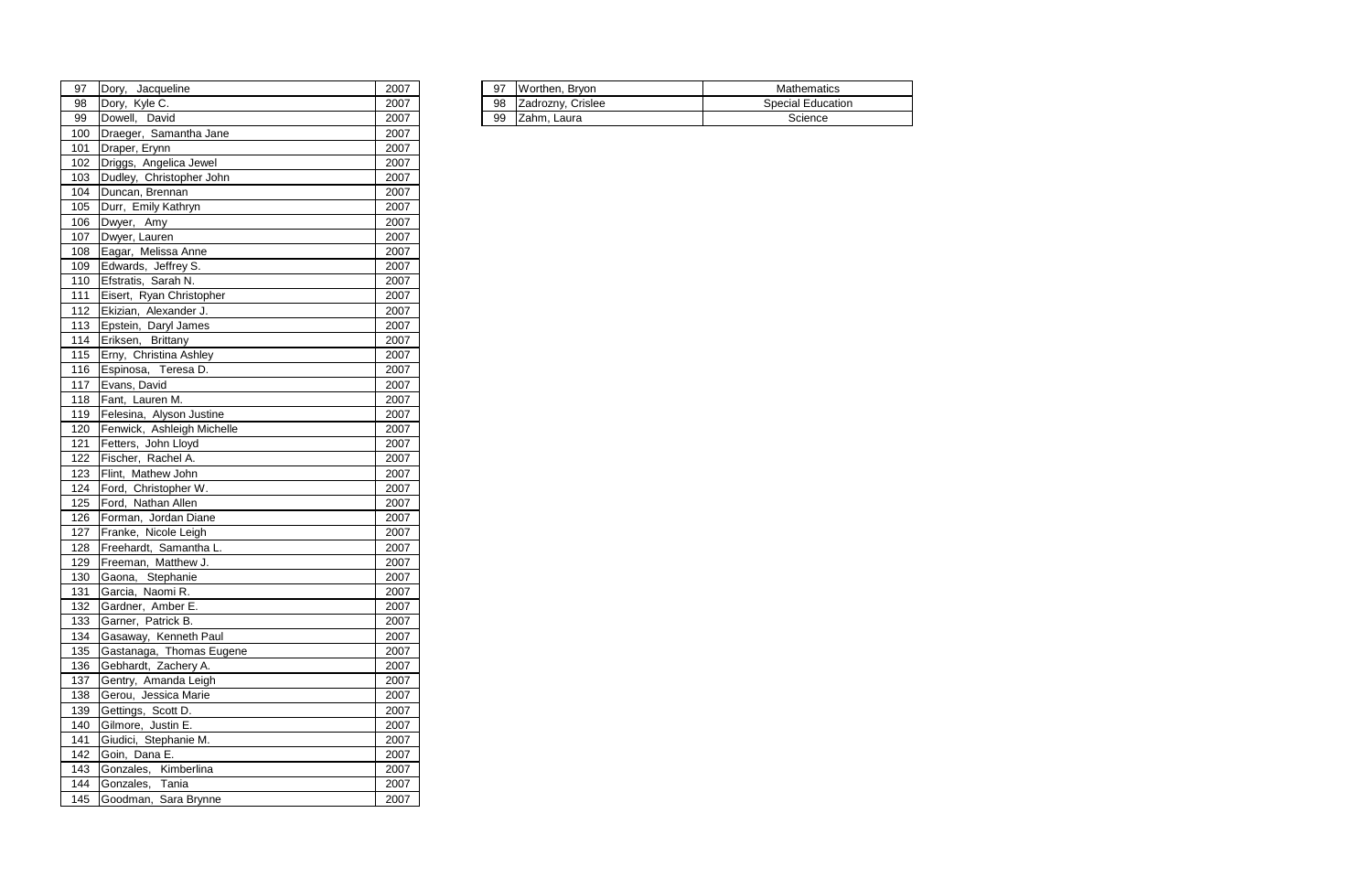| | | |
|---|---|---|
| 97 | Dory, Jacqueline | 2007 |
| 98 | Dory, Kyle C. | 2007 |
| 99 | Dowell, David | 2007 |
| 100 | Draeger, Samantha Jane | 2007 |
| 101 | Draper, Erynn | 2007 |
| 102 | Driggs, Angelica Jewel | 2007 |
| 103 | Dudley, Christopher John | 2007 |
| 104 | Duncan, Brennan | 2007 |
| 105 | Durr, Emily Kathryn | 2007 |
| 106 | Dwyer, Amy | 2007 |
| 107 | Dwyer, Lauren | 2007 |
| 108 | Eagar, Melissa Anne | 2007 |
| 109 | Edwards, Jeffrey S. | 2007 |
| 110 | Efstratis, Sarah N. | 2007 |
| 111 | Eisert, Ryan Christopher | 2007 |
| 112 | Ekizian, Alexander J. | 2007 |
| 113 | Epstein, Daryl James | 2007 |
| 114 | Eriksen, Brittany | 2007 |
| 115 | Erny, Christina Ashley | 2007 |
| 116 | Espinosa, Teresa D. | 2007 |
| 117 | Evans, David | 2007 |
| 118 | Fant, Lauren M. | 2007 |
| 119 | Felesina, Alyson Justine | 2007 |
| 120 | Fenwick, Ashleigh Michelle | 2007 |
| 121 | Fetters, John Lloyd | 2007 |
| 122 | Fischer, Rachel A. | 2007 |
| 123 | Flint, Mathew John | 2007 |
| 124 | Ford, Christopher W. | 2007 |
| 125 | Ford, Nathan Allen | 2007 |
| 126 | Forman, Jordan Diane | 2007 |
| 127 | Franke, Nicole Leigh | 2007 |
| 128 | Freehardt, Samantha L. | 2007 |
| 129 | Freeman, Matthew J. | 2007 |
| 130 | Gaona, Stephanie | 2007 |
| 131 | Garcia, Naomi R. | 2007 |
| 132 | Gardner, Amber E. | 2007 |
| 133 | Garner, Patrick B. | 2007 |
| 134 | Gasaway, Kenneth Paul | 2007 |
| 135 | Gastanaga, Thomas Eugene | 2007 |
| 136 | Gebhardt, Zachery A. | 2007 |
| 137 | Gentry, Amanda Leigh | 2007 |
| 138 | Gerou, Jessica Marie | 2007 |
| 139 | Gettings, Scott D. | 2007 |
| 140 | Gilmore, Justin E. | 2007 |
| 141 | Giudici, Stephanie M. | 2007 |
| 142 | Goin, Dana E. | 2007 |
| 143 | Gonzales, Kimberlina | 2007 |
| 144 | Gonzales, Tania | 2007 |
| 145 | Goodman, Sara Brynne | 2007 |

| | | |
|---|---|---|
| 97 | Worthen, Bryon | Mathematics |
| 98 | Zadrozny, Crislee | Special Education |
| 99 | Zahm, Laura | Science |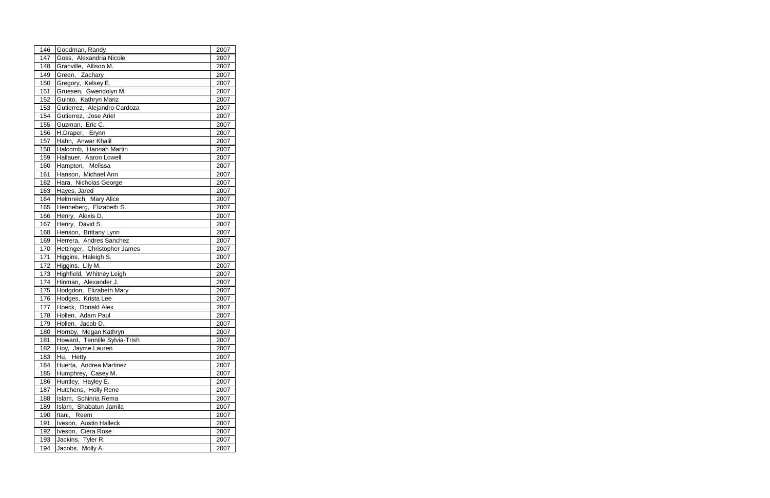| 146 | Goodman, Randy | 2007 |
|---|---|---|
| 147 | Goss, Alexandria Nicole | 2007 |
| 148 | Granville, Allison M. | 2007 |
| 149 | Green, Zachary | 2007 |
| 150 | Gregory, Kelsey E. | 2007 |
| 151 | Gruesen, Gwendolyn M. | 2007 |
| 152 | Guinto, Kathryn Mariz | 2007 |
| 153 | Gutierrez, Alejandro Cardoza | 2007 |
| 154 | Gutierrez, Jose Ariel | 2007 |
| 155 | Guzman, Eric C. | 2007 |
| 156 | H.Draper, Erynn | 2007 |
| 157 | Hahn, Anwar Khalil | 2007 |
| 158 | Halcomb, Hannah Martin | 2007 |
| 159 | Hallauer, Aaron Lowell | 2007 |
| 160 | Hampton, Melissa | 2007 |
| 161 | Hanson, Michael Ann | 2007 |
| 162 | Hara, Nicholas George | 2007 |
| 163 | Hayes, Jared | 2007 |
| 164 | Helmreich, Mary Alice | 2007 |
| 165 | Henneberg, Elizabeth S. | 2007 |
| 166 | Henry, Alexis D. | 2007 |
| 167 | Henry, David S. | 2007 |
| 168 | Henson, Brittany Lynn | 2007 |
| 169 | Herrera, Andres Sanchez | 2007 |
| 170 | Hettinger, Christopher James | 2007 |
| 171 | Higgins, Haleigh S. | 2007 |
| 172 | Higgins, Lily M. | 2007 |
| 173 | Highfield, Whitney Leigh | 2007 |
| 174 | Hinman, Alexander J. | 2007 |
| 175 | Hodgdon, Elizabeth Mary | 2007 |
| 176 | Hodges, Krista Lee | 2007 |
| 177 | Hoeck, Donald Alex | 2007 |
| 178 | Hollen, Adam Paul | 2007 |
| 179 | Hollen, Jacob D. | 2007 |
| 180 | Hornby, Megan Kathryn | 2007 |
| 181 | Howard, Tennille Sylvia-Trish | 2007 |
| 182 | Hoy, Jayme Lauren | 2007 |
| 183 | Hu, Hetty | 2007 |
| 184 | Huerta, Andrea Martinez | 2007 |
| 185 | Humphrey, Casey M. | 2007 |
| 186 | Huntley, Hayley E. | 2007 |
| 187 | Hutchens, Holly Rene | 2007 |
| 188 | Islam, Schinria Rema | 2007 |
| 189 | Islam, Shabatun Jamila | 2007 |
| 190 | Itani, Reem | 2007 |
| 191 | Iveson, Austin Halleck | 2007 |
| 192 | Iveson, Ciera Rose | 2007 |
| 193 | Jackins, Tyler R. | 2007 |
| 194 | Jacobs, Molly A. | 2007 |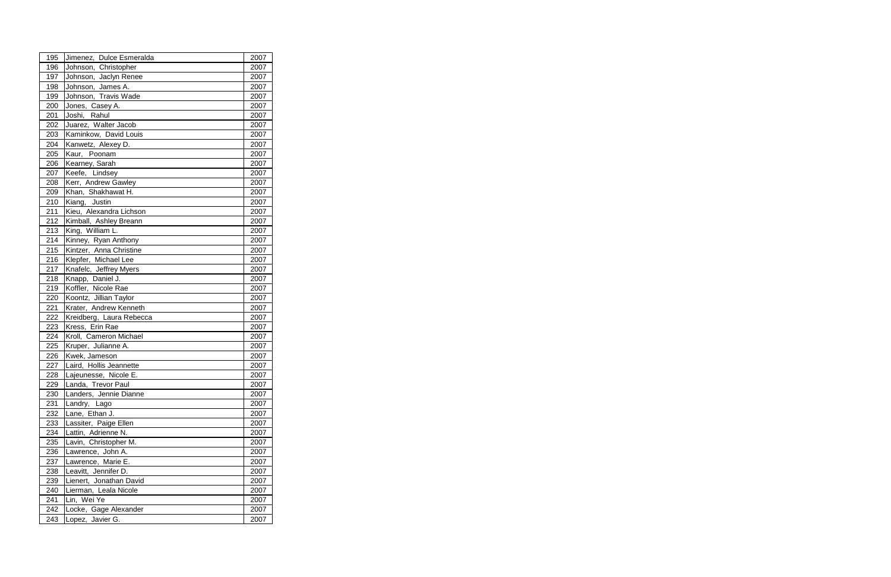| 195 | Jimenez, Dulce Esmeralda | 2007 |
|---|---|---|
| 196 | Johnson, Christopher | 2007 |
| 197 | Johnson, Jaclyn Renee | 2007 |
| 198 | Johnson, James A. | 2007 |
| 199 | Johnson, Travis Wade | 2007 |
| 200 | Jones, Casey A. | 2007 |
| 201 | Joshi, Rahul | 2007 |
| 202 | Juarez, Walter Jacob | 2007 |
| 203 | Kaminkow, David Louis | 2007 |
| 204 | Kanwetz, Alexey D. | 2007 |
| 205 | Kaur, Poonam | 2007 |
| 206 | Kearney, Sarah | 2007 |
| 207 | Keefe, Lindsey | 2007 |
| 208 | Kerr, Andrew Gawley | 2007 |
| 209 | Khan, Shakhawat H. | 2007 |
| 210 | Kiang, Justin | 2007 |
| 211 | Kieu, Alexandra Lichson | 2007 |
| 212 | Kimball, Ashley Breann | 2007 |
| 213 | King, William L. | 2007 |
| 214 | Kinney, Ryan Anthony | 2007 |
| 215 | Kintzer, Anna Christine | 2007 |
| 216 | Klepfer, Michael Lee | 2007 |
| 217 | Knafelc, Jeffrey Myers | 2007 |
| 218 | Knapp, Daniel J. | 2007 |
| 219 | Koffler, Nicole Rae | 2007 |
| 220 | Koontz, Jillian Taylor | 2007 |
| 221 | Krater, Andrew Kenneth | 2007 |
| 222 | Kreidberg, Laura Rebecca | 2007 |
| 223 | Kress, Erin Rae | 2007 |
| 224 | Kroll, Cameron Michael | 2007 |
| 225 | Kruper, Julianne A. | 2007 |
| 226 | Kwek, Jameson | 2007 |
| 227 | Laird, Hollis Jeannette | 2007 |
| 228 | Lajeunesse, Nicole E. | 2007 |
| 229 | Landa, Trevor Paul | 2007 |
| 230 | Landers, Jennie Dianne | 2007 |
| 231 | Landry, Lago | 2007 |
| 232 | Lane, Ethan J. | 2007 |
| 233 | Lassiter, Paige Ellen | 2007 |
| 234 | Lattin, Adrienne N. | 2007 |
| 235 | Lavin, Christopher M. | 2007 |
| 236 | Lawrence, John A. | 2007 |
| 237 | Lawrence, Marie E. | 2007 |
| 238 | Leavitt, Jennifer D. | 2007 |
| 239 | Lienert, Jonathan David | 2007 |
| 240 | Lierman, Leala Nicole | 2007 |
| 241 | Lin, Wei Ye | 2007 |
| 242 | Locke, Gage Alexander | 2007 |
| 243 | Lopez, Javier G. | 2007 |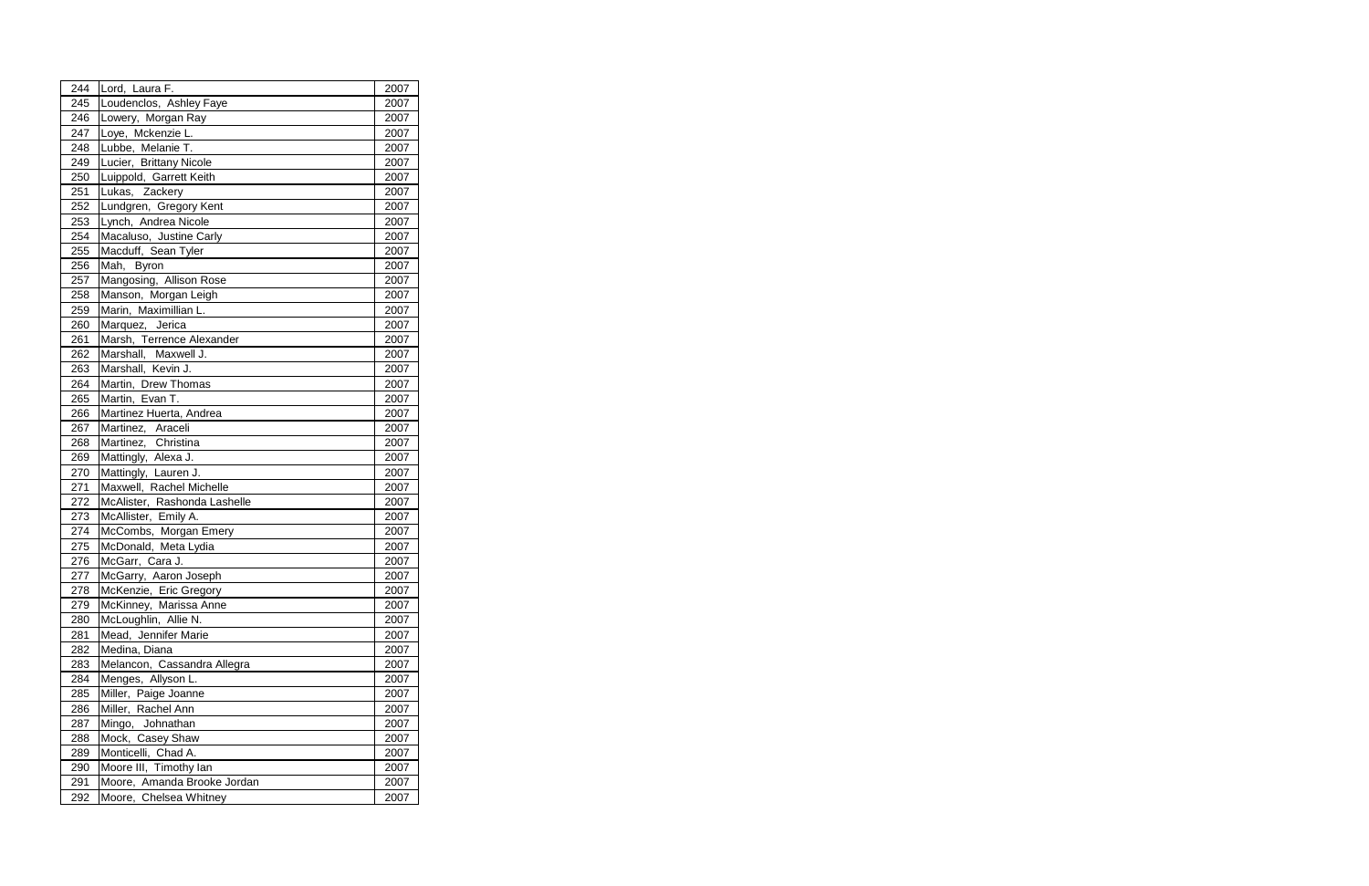| 244 | Lord, Laura F. | 2007 |
|---|---|---|
| 245 | Loudenclos, Ashley Faye | 2007 |
| 246 | Lowery, Morgan Ray | 2007 |
| 247 | Loye, Mckenzie L. | 2007 |
| 248 | Lubbe, Melanie T. | 2007 |
| 249 | Lucier, Brittany Nicole | 2007 |
| 250 | Luippold, Garrett Keith | 2007 |
| 251 | Lukas, Zackery | 2007 |
| 252 | Lundgren, Gregory Kent | 2007 |
| 253 | Lynch, Andrea Nicole | 2007 |
| 254 | Macaluso, Justine Carly | 2007 |
| 255 | Macduff, Sean Tyler | 2007 |
| 256 | Mah, Byron | 2007 |
| 257 | Mangosing, Allison Rose | 2007 |
| 258 | Manson, Morgan Leigh | 2007 |
| 259 | Marin, Maximillian L. | 2007 |
| 260 | Marquez, Jerica | 2007 |
| 261 | Marsh, Terrence Alexander | 2007 |
| 262 | Marshall, Maxwell J. | 2007 |
| 263 | Marshall, Kevin J. | 2007 |
| 264 | Martin, Drew Thomas | 2007 |
| 265 | Martin, Evan T. | 2007 |
| 266 | Martinez Huerta, Andrea | 2007 |
| 267 | Martinez, Araceli | 2007 |
| 268 | Martinez, Christina | 2007 |
| 269 | Mattingly, Alexa J. | 2007 |
| 270 | Mattingly, Lauren J. | 2007 |
| 271 | Maxwell, Rachel Michelle | 2007 |
| 272 | McAlister, Rashonda Lashelle | 2007 |
| 273 | McAllister, Emily A. | 2007 |
| 274 | McCombs, Morgan Emery | 2007 |
| 275 | McDonald, Meta Lydia | 2007 |
| 276 | McGarr, Cara J. | 2007 |
| 277 | McGarry, Aaron Joseph | 2007 |
| 278 | McKenzie, Eric Gregory | 2007 |
| 279 | McKinney, Marissa Anne | 2007 |
| 280 | McLoughlin, Allie N. | 2007 |
| 281 | Mead, Jennifer Marie | 2007 |
| 282 | Medina, Diana | 2007 |
| 283 | Melancon, Cassandra Allegra | 2007 |
| 284 | Menges, Allyson L. | 2007 |
| 285 | Miller, Paige Joanne | 2007 |
| 286 | Miller, Rachel Ann | 2007 |
| 287 | Mingo, Johnathan | 2007 |
| 288 | Mock, Casey Shaw | 2007 |
| 289 | Monticelli, Chad A. | 2007 |
| 290 | Moore III, Timothy Ian | 2007 |
| 291 | Moore, Amanda Brooke Jordan | 2007 |
| 292 | Moore, Chelsea Whitney | 2007 |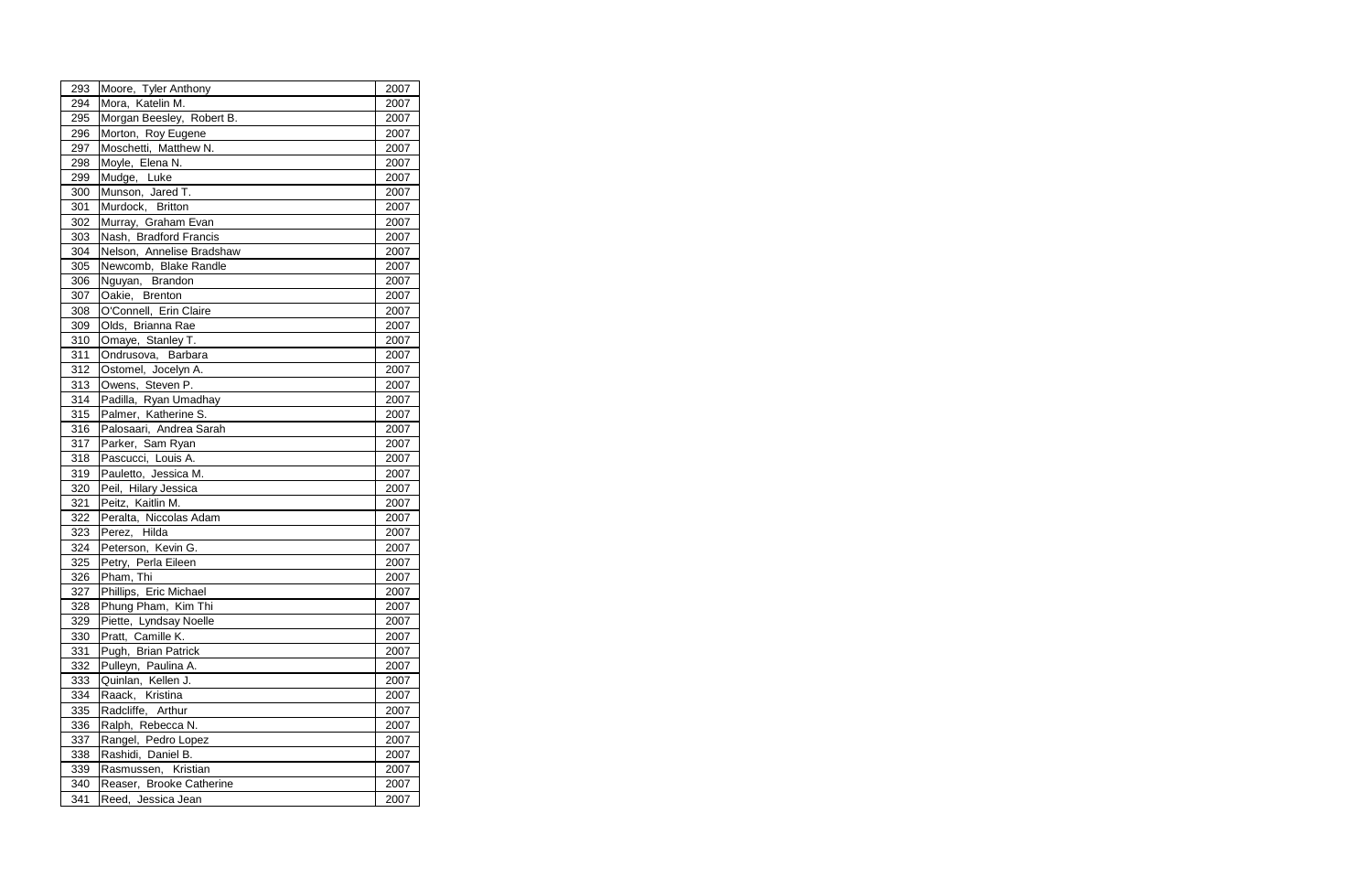| | | |
|---|---|---|
| 293 | Moore, Tyler Anthony | 2007 |
| 294 | Mora, Katelin M. | 2007 |
| 295 | Morgan Beesley, Robert B. | 2007 |
| 296 | Morton, Roy Eugene | 2007 |
| 297 | Moschetti, Matthew N. | 2007 |
| 298 | Moyle, Elena N. | 2007 |
| 299 | Mudge, Luke | 2007 |
| 300 | Munson, Jared T. | 2007 |
| 301 | Murdock, Britton | 2007 |
| 302 | Murray, Graham Evan | 2007 |
| 303 | Nash, Bradford Francis | 2007 |
| 304 | Nelson, Annelise Bradshaw | 2007 |
| 305 | Newcomb, Blake Randle | 2007 |
| 306 | Nguyan, Brandon | 2007 |
| 307 | Oakie, Brenton | 2007 |
| 308 | O'Connell, Erin Claire | 2007 |
| 309 | Olds, Brianna Rae | 2007 |
| 310 | Omaye, Stanley T. | 2007 |
| 311 | Ondrusova, Barbara | 2007 |
| 312 | Ostomel, Jocelyn A. | 2007 |
| 313 | Owens, Steven P. | 2007 |
| 314 | Padilla, Ryan Umadhay | 2007 |
| 315 | Palmer, Katherine S. | 2007 |
| 316 | Palosaari, Andrea Sarah | 2007 |
| 317 | Parker, Sam Ryan | 2007 |
| 318 | Pascucci, Louis A. | 2007 |
| 319 | Pauletto, Jessica M. | 2007 |
| 320 | Peil, Hilary Jessica | 2007 |
| 321 | Peitz, Kaitlin M. | 2007 |
| 322 | Peralta, Niccolas Adam | 2007 |
| 323 | Perez, Hilda | 2007 |
| 324 | Peterson, Kevin G. | 2007 |
| 325 | Petry, Perla Eileen | 2007 |
| 326 | Pham, Thi | 2007 |
| 327 | Phillips, Eric Michael | 2007 |
| 328 | Phung Pham, Kim Thi | 2007 |
| 329 | Piette, Lyndsay Noelle | 2007 |
| 330 | Pratt, Camille K. | 2007 |
| 331 | Pugh, Brian Patrick | 2007 |
| 332 | Pulleyn, Paulina A. | 2007 |
| 333 | Quinlan, Kellen J. | 2007 |
| 334 | Raack, Kristina | 2007 |
| 335 | Radcliffe, Arthur | 2007 |
| 336 | Ralph, Rebecca N. | 2007 |
| 337 | Rangel, Pedro Lopez | 2007 |
| 338 | Rashidi, Daniel B. | 2007 |
| 339 | Rasmussen, Kristian | 2007 |
| 340 | Reaser, Brooke Catherine | 2007 |
| 341 | Reed, Jessica Jean | 2007 |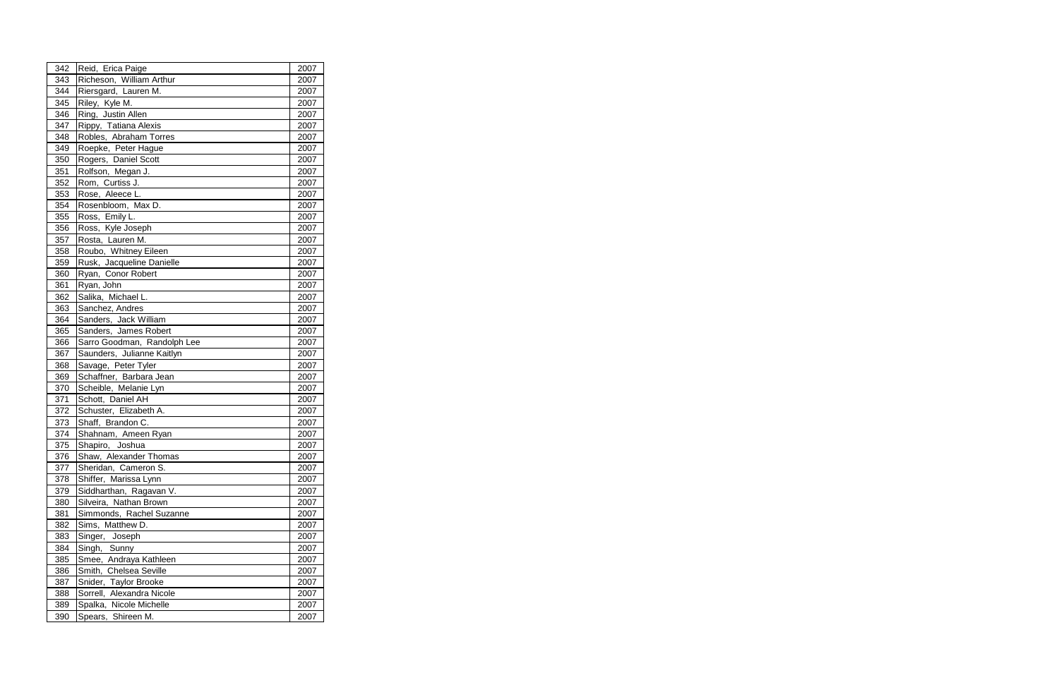| 342 | Reid, Erica Paige | 2007 |
|---|---|---|
| 343 | Richeson, William Arthur | 2007 |
| 344 | Riersgard, Lauren M. | 2007 |
| 345 | Riley, Kyle M. | 2007 |
| 346 | Ring, Justin Allen | 2007 |
| 347 | Rippy, Tatiana Alexis | 2007 |
| 348 | Robles, Abraham Torres | 2007 |
| 349 | Roepke, Peter Hague | 2007 |
| 350 | Rogers, Daniel Scott | 2007 |
| 351 | Rolfson, Megan J. | 2007 |
| 352 | Rom, Curtiss J. | 2007 |
| 353 | Rose, Aleece L. | 2007 |
| 354 | Rosenbloom, Max D. | 2007 |
| 355 | Ross, Emily L. | 2007 |
| 356 | Ross, Kyle Joseph | 2007 |
| 357 | Rosta, Lauren M. | 2007 |
| 358 | Roubo, Whitney Eileen | 2007 |
| 359 | Rusk, Jacqueline Danielle | 2007 |
| 360 | Ryan, Conor Robert | 2007 |
| 361 | Ryan, John | 2007 |
| 362 | Salika, Michael L. | 2007 |
| 363 | Sanchez, Andres | 2007 |
| 364 | Sanders, Jack William | 2007 |
| 365 | Sanders, James Robert | 2007 |
| 366 | Sarro Goodman, Randolph Lee | 2007 |
| 367 | Saunders, Julianne Kaitlyn | 2007 |
| 368 | Savage, Peter Tyler | 2007 |
| 369 | Schaffner, Barbara Jean | 2007 |
| 370 | Scheible, Melanie Lyn | 2007 |
| 371 | Schott, Daniel AH | 2007 |
| 372 | Schuster, Elizabeth A. | 2007 |
| 373 | Shaff, Brandon C. | 2007 |
| 374 | Shahnam, Ameen Ryan | 2007 |
| 375 | Shapiro, Joshua | 2007 |
| 376 | Shaw, Alexander Thomas | 2007 |
| 377 | Sheridan, Cameron S. | 2007 |
| 378 | Shiffer, Marissa Lynn | 2007 |
| 379 | Siddharthan, Ragavan V. | 2007 |
| 380 | Silveira, Nathan Brown | 2007 |
| 381 | Simmonds, Rachel Suzanne | 2007 |
| 382 | Sims, Matthew D. | 2007 |
| 383 | Singer, Joseph | 2007 |
| 384 | Singh, Sunny | 2007 |
| 385 | Smee, Andraya Kathleen | 2007 |
| 386 | Smith, Chelsea Seville | 2007 |
| 387 | Snider, Taylor Brooke | 2007 |
| 388 | Sorrell, Alexandra Nicole | 2007 |
| 389 | Spalka, Nicole Michelle | 2007 |
| 390 | Spears, Shireen M. | 2007 |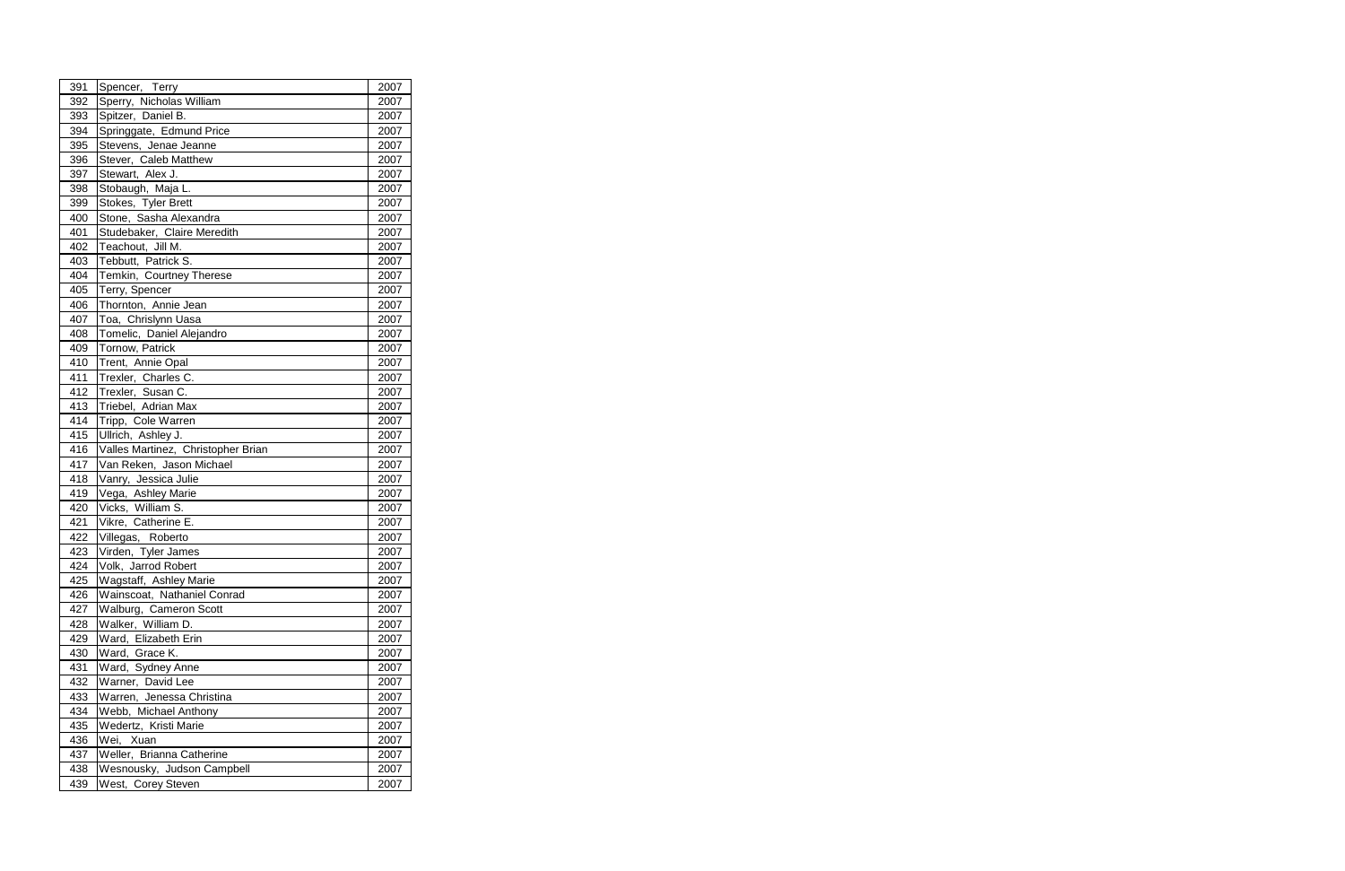| 391 | Spencer, Terry | 2007 |
|---|---|---|
| 392 | Sperry, Nicholas William | 2007 |
| 393 | Spitzer, Daniel B. | 2007 |
| 394 | Springgate, Edmund Price | 2007 |
| 395 | Stevens, Jenae Jeanne | 2007 |
| 396 | Stever, Caleb Matthew | 2007 |
| 397 | Stewart, Alex J. | 2007 |
| 398 | Stobaugh, Maja L. | 2007 |
| 399 | Stokes, Tyler Brett | 2007 |
| 400 | Stone, Sasha Alexandra | 2007 |
| 401 | Studebaker, Claire Meredith | 2007 |
| 402 | Teachout, Jill M. | 2007 |
| 403 | Tebbutt, Patrick S. | 2007 |
| 404 | Temkin, Courtney Therese | 2007 |
| 405 | Terry, Spencer | 2007 |
| 406 | Thornton, Annie Jean | 2007 |
| 407 | Toa, Chrislynn Uasa | 2007 |
| 408 | Tomelic, Daniel Alejandro | 2007 |
| 409 | Tornow, Patrick | 2007 |
| 410 | Trent, Annie Opal | 2007 |
| 411 | Trexler, Charles C. | 2007 |
| 412 | Trexler, Susan C. | 2007 |
| 413 | Triebel, Adrian Max | 2007 |
| 414 | Tripp, Cole Warren | 2007 |
| 415 | Ullrich, Ashley J. | 2007 |
| 416 | Valles Martinez, Christopher Brian | 2007 |
| 417 | Van Reken, Jason Michael | 2007 |
| 418 | Vanry, Jessica Julie | 2007 |
| 419 | Vega, Ashley Marie | 2007 |
| 420 | Vicks, William S. | 2007 |
| 421 | Vikre, Catherine E. | 2007 |
| 422 | Villegas, Roberto | 2007 |
| 423 | Virden, Tyler James | 2007 |
| 424 | Volk, Jarrod Robert | 2007 |
| 425 | Wagstaff, Ashley Marie | 2007 |
| 426 | Wainscoat, Nathaniel Conrad | 2007 |
| 427 | Walburg, Cameron Scott | 2007 |
| 428 | Walker, William D. | 2007 |
| 429 | Ward, Elizabeth Erin | 2007 |
| 430 | Ward, Grace K. | 2007 |
| 431 | Ward, Sydney Anne | 2007 |
| 432 | Warner, David Lee | 2007 |
| 433 | Warren, Jenessa Christina | 2007 |
| 434 | Webb, Michael Anthony | 2007 |
| 435 | Wedertz, Kristi Marie | 2007 |
| 436 | Wei, Xuan | 2007 |
| 437 | Weller, Brianna Catherine | 2007 |
| 438 | Wesnousky, Judson Campbell | 2007 |
| 439 | West, Corey Steven | 2007 |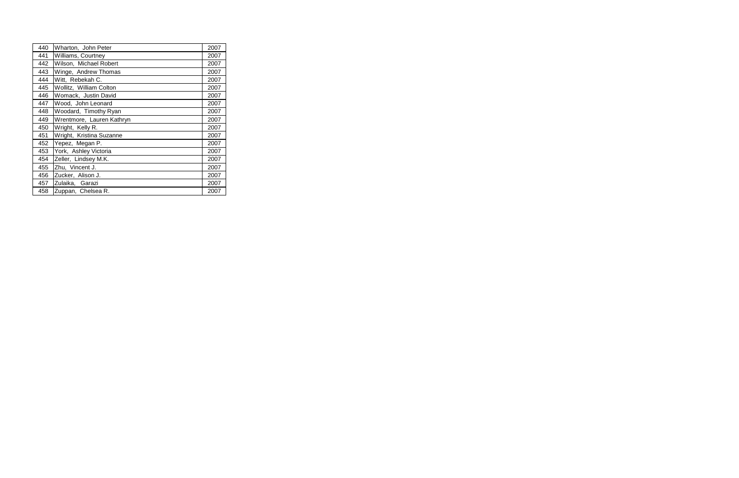| | | |
|---|---|---|
| 440 | Wharton,  John Peter | 2007 |
| 441 | Williams, Courtney | 2007 |
| 442 | Wilson,  Michael Robert | 2007 |
| 443 | Winge,  Andrew Thomas | 2007 |
| 444 | Witt,  Rebekah C. | 2007 |
| 445 | Wollitz,  William Colton | 2007 |
| 446 | Womack,  Justin David | 2007 |
| 447 | Wood,  John Leonard | 2007 |
| 448 | Woodard,  Timothy Ryan | 2007 |
| 449 | Wrentmore,  Lauren Kathryn | 2007 |
| 450 | Wright,  Kelly R. | 2007 |
| 451 | Wright,  Kristina Suzanne | 2007 |
| 452 | Yepez,  Megan P. | 2007 |
| 453 | York,  Ashley Victoria | 2007 |
| 454 | Zeller,  Lindsey M.K. | 2007 |
| 455 | Zhu,  Vincent J. | 2007 |
| 456 | Zucker,  Alison J. | 2007 |
| 457 | Zulaika,  Garazi | 2007 |
| 458 | Zuppan,  Chelsea R. | 2007 |